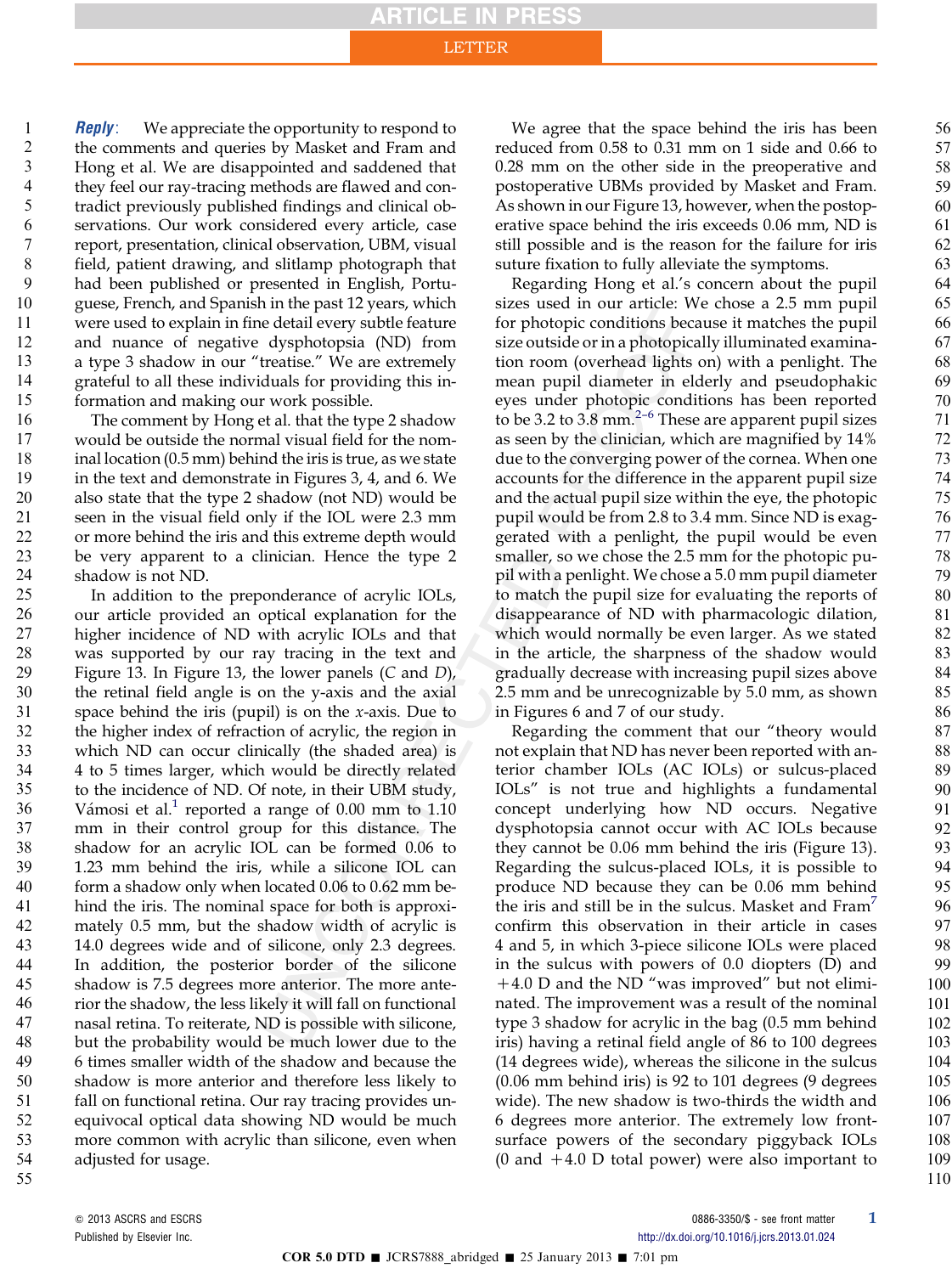***Reply***: We appreciate the opportunity to respond to the comments and queries by Masket and Fram and Hong et al. We are disappointed and saddened that they feel our ray-tracing methods are flawed and contradict previously published findings and clinical observations. Our work considered every article, case report, presentation, clinical observation, UBM, visual field, patient drawing, and slitlamp photograph that had been published or presented in English, Portuguese, French, and Spanish in the past 12 years, which were used to explain in fine detail every subtle feature and nuance of negative dysphotopsia (ND) from a type 3 shadow in our "treatise." We are extremely grateful to all these individuals for providing this information and making our work possible.

The comment by Hong et al. that the type 2 shadow would be outside the normal visual field for the nominal location (0.5 mm) behind the iris is true, as we state in the text and demonstrate in Figures 3, 4, and 6. We also state that the type 2 shadow (not ND) would be seen in the visual field only if the IOL were 2.3 mm or more behind the iris and this extreme depth would be very apparent to a clinician. Hence the type 2 shadow is not ND.

In addition to the preponderance of acrylic IOLs, our article provided an optical explanation for the higher incidence of ND with acrylic IOLs and that was supported by our ray tracing in the text and Figure 13. In Figure 13, the lower panels (*C* and *D*), the retinal field angle is on the y-axis and the axial space behind the iris (pupil) is on the *x*-axis. Due to the higher index of refraction of acrylic, the region in which ND can occur clinically (the shaded area) is 4 to 5 times larger, which would be directly related to the incidence of ND. Of note, in their UBM study, Vámosi et al.[1] reported a range of 0.00 mm to 1.10 mm in their control group for this distance. The shadow for an acrylic IOL can be formed 0.06 to 1.23 mm behind the iris, while a silicone IOL can form a shadow only when located 0.06 to 0.62 mm behind the iris. The nominal space for both is approximately 0.5 mm, but the shadow width of acrylic is 14.0 degrees wide and of silicone, only 2.3 degrees. In addition, the posterior border of the silicone shadow is 7.5 degrees more anterior. The more anterior the shadow, the less likely it will fall on functional nasal retina. To reiterate, ND is possible with silicone, but the probability would be much lower due to the 6 times smaller width of the shadow and because the shadow is more anterior and therefore less likely to fall on functional retina. Our ray tracing provides unequivocal optical data showing ND would be much more common with acrylic than silicone, even when adjusted for usage.

We agree that the space behind the iris has been reduced from 0.58 to 0.31 mm on 1 side and 0.66 to 0.28 mm on the other side in the preoperative and postoperative UBMs provided by Masket and Fram. As shown in our Figure 13, however, when the postoperative space behind the iris exceeds 0.06 mm, ND is still possible and is the reason for the failure for iris suture fixation to fully alleviate the symptoms.

Regarding Hong et al.'s concern about the pupil sizes used in our article: We chose a 2.5 mm pupil for photopic conditions because it matches the pupil size outside or in a photopically illuminated examination room (overhead lights on) with a penlight. The mean pupil diameter in elderly and pseudophakic eyes under photopic conditions has been reported to be 3.2 to 3.8 mm.[2–6] These are apparent pupil sizes as seen by the clinician, which are magnified by 14% due to the converging power of the cornea. When one accounts for the difference in the apparent pupil size and the actual pupil size within the eye, the photopic pupil would be from 2.8 to 3.4 mm. Since ND is exaggerated with a penlight, the pupil would be even smaller, so we chose the 2.5 mm for the photopic pupil with a penlight. We chose a 5.0 mm pupil diameter to match the pupil size for evaluating the reports of disappearance of ND with pharmacologic dilation, which would normally be even larger. As we stated in the article, the sharpness of the shadow would gradually decrease with increasing pupil sizes above 2.5 mm and be unrecognizable by 5.0 mm, as shown in Figures 6 and 7 of our study.

Regarding the comment that our "theory would not explain that ND has never been reported with anterior chamber IOLs (AC IOLs) or sulcus-placed IOLs" is not true and highlights a fundamental concept underlying how ND occurs. Negative dysphotopsia cannot occur with AC IOLs because they cannot be 0.06 mm behind the iris (Figure 13). Regarding the sulcus-placed IOLs, it is possible to produce ND because they can be 0.06 mm behind the iris and still be in the sulcus. Masket and Fram[7] confirm this observation in their article in cases 4 and 5, in which 3-piece silicone IOLs were placed in the sulcus with powers of 0.0 diopters (D) and +4.0 D and the ND "was improved" but not eliminated. The improvement was a result of the nominal type 3 shadow for acrylic in the bag (0.5 mm behind iris) having a retinal field angle of 86 to 100 degrees (14 degrees wide), whereas the silicone in the sulcus (0.06 mm behind iris) is 92 to 101 degrees (9 degrees wide). The new shadow is two-thirds the width and 6 degrees more anterior. The extremely low front-surface powers of the secondary piggyback IOLs (0 and +4.0 D total power) were also important to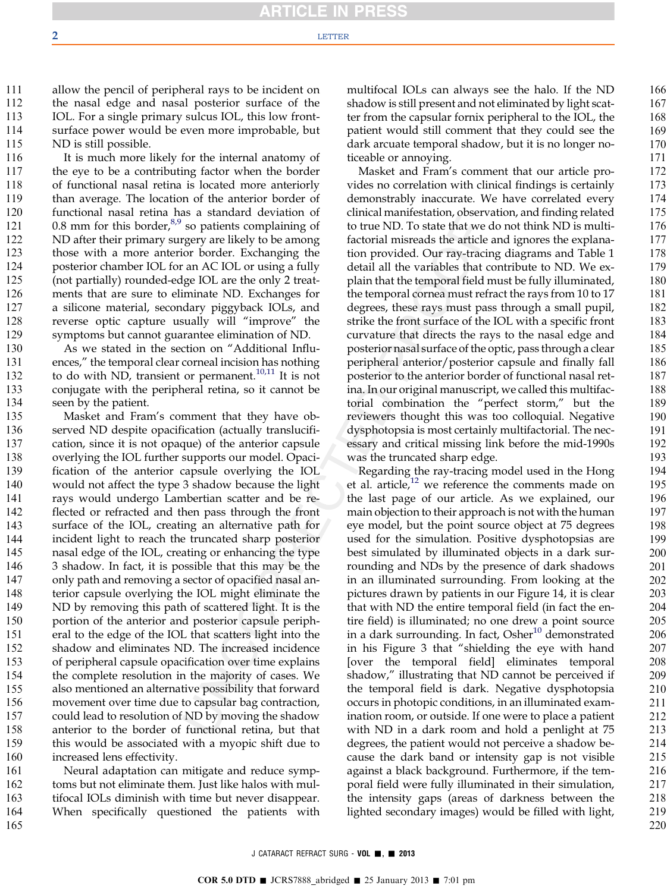allow the pencil of peripheral rays to be incident on the nasal edge and nasal posterior surface of the IOL. For a single primary sulcus IOL, this low front-surface power would be even more improbable, but ND is still possible.

It is much more likely for the internal anatomy of the eye to be a contributing factor when the border of functional nasal retina is located more anteriorly than average. The location of the anterior border of functional nasal retina has a standard deviation of 0.8 mm for this border,[8,9] so patients complaining of ND after their primary surgery are likely to be among those with a more anterior border. Exchanging the posterior chamber IOL for an AC IOL or using a fully (not partially) rounded-edge IOL are the only 2 treatments that are sure to eliminate ND. Exchanges for a silicone material, secondary piggyback IOLs, and reverse optic capture usually will "improve" the symptoms but cannot guarantee elimination of ND.

As we stated in the section on "Additional Influences," the temporal clear corneal incision has nothing to do with ND, transient or permanent.[10,11] It is not conjugate with the peripheral retina, so it cannot be seen by the patient.

Masket and Fram's comment that they have observed ND despite opacification (actually translucification, since it is not opaque) of the anterior capsule overlying the IOL further supports our model. Opacification of the anterior capsule overlying the IOL would not affect the type 3 shadow because the light rays would undergo Lambertian scatter and be reflected or refracted and then pass through the front surface of the IOL, creating an alternative path for incident light to reach the truncated sharp posterior nasal edge of the IOL, creating or enhancing the type 3 shadow. In fact, it is possible that this may be the only path and removing a sector of opacified nasal anterior capsule overlying the IOL might eliminate the ND by removing this path of scattered light. It is the portion of the anterior and posterior capsule peripheral to the edge of the IOL that scatters light into the shadow and eliminates ND. The increased incidence of peripheral capsule opacification over time explains the complete resolution in the majority of cases. We also mentioned an alternative possibility that forward movement over time due to capsular bag contraction, could lead to resolution of ND by moving the shadow anterior to the border of functional retina, but that this would be associated with a myopic shift due to increased lens effectivity.

Neural adaptation can mitigate and reduce symptoms but not eliminate them. Just like halos with multifocal IOLs diminish with time but never disappear. When specifically questioned the patients with multifocal IOLs can always see the halo. If the ND shadow is still present and not eliminated by light scatter from the capsular fornix peripheral to the IOL, the patient would still comment that they could see the dark arcuate temporal shadow, but it is no longer noticeable or annoying.

Masket and Fram's comment that our article provides no correlation with clinical findings is certainly demonstrably inaccurate. We have correlated every clinical manifestation, observation, and finding related to true ND. To state that we do not think ND is multifactorial misreads the article and ignores the explanation provided. Our ray-tracing diagrams and Table 1 detail all the variables that contribute to ND. We explain that the temporal field must be fully illuminated, the temporal cornea must refract the rays from 10 to 17 degrees, these rays must pass through a small pupil, strike the front surface of the IOL with a specific front curvature that directs the rays to the nasal edge and posterior nasal surface of the optic, pass through a clear peripheral anterior/posterior capsule and finally fall posterior to the anterior border of functional nasal retina. In our original manuscript, we called this multifactorial combination the "perfect storm," but the reviewers thought this was too colloquial. Negative dysphotopsia is most certainly multifactorial. The necessary and critical missing link before the mid-1990s was the truncated sharp edge.

Regarding the ray-tracing model used in the Hong et al. article,[12] we reference the comments made on the last page of our article. As we explained, our main objection to their approach is not with the human eye model, but the point source object at 75 degrees used for the simulation. Positive dysphotopsias are best simulated by illuminated objects in a dark surrounding and NDs by the presence of dark shadows in an illuminated surrounding. From looking at the pictures drawn by patients in our Figure 14, it is clear that with ND the entire temporal field (in fact the entire field) is illuminated; no one drew a point source in a dark surrounding. In fact, Osher[10] demonstrated in his Figure 3 that "shielding the eye with hand [over the temporal field] eliminates temporal shadow," illustrating that ND cannot be perceived if the temporal field is dark. Negative dysphotopsia occurs in photopic conditions, in an illuminated examination room, or outside. If one were to place a patient with ND in a dark room and hold a penlight at 75 degrees, the patient would not perceive a shadow because the dark band or intensity gap is not visible against a black background. Furthermore, if the temporal field were fully illuminated in their simulation, the intensity gaps (areas of darkness between the lighted secondary images) would be filled with light,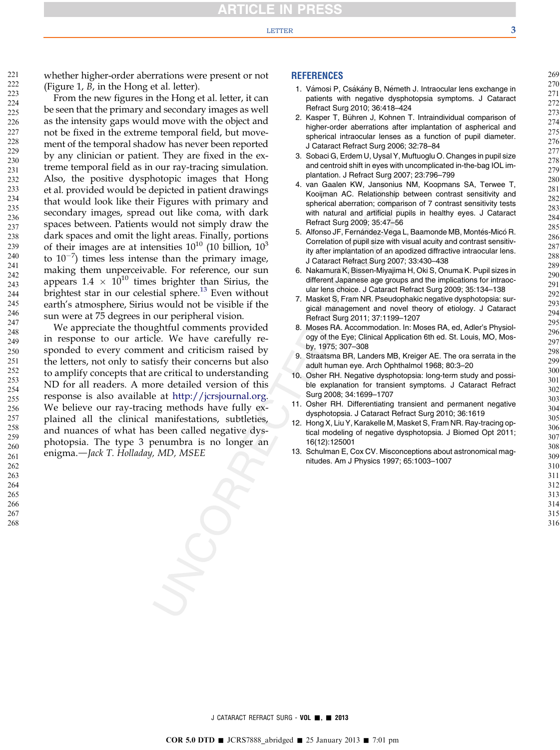whether higher-order aberrations were present or not (Figure 1, *B*, in the Hong et al. letter).

From the new figures in the Hong et al. letter, it can be seen that the primary and secondary images as well as the intensity gaps would move with the object and not be fixed in the extreme temporal field, but movement of the temporal shadow has never been reported by any clinician or patient. They are fixed in the extreme temporal field as in our ray-tracing simulation. Also, the positive dysphotopic images that Hong et al. provided would be depicted in patient drawings that would look like their Figures with primary and secondary images, spread out like coma, with dark spaces between. Patients would not simply draw the dark spaces and omit the light areas. Finally, portions of their images are at intensities $10^{10}$ (10 billion, $10^{3}$ to $10^{-7}$) times less intense than the primary image, making them unperceivable. For reference, our sun appears $1.4 \times 10^{10}$ times brighter than Sirius, the brightest star in our celestial sphere.[13] Even without earth's atmosphere, Sirius would not be visible if the sun were at 75 degrees in our peripheral vision.

We appreciate the thoughtful comments provided in response to our article. We have carefully responded to every comment and criticism raised by the letters, not only to satisfy their concerns but also to amplify concepts that are critical to understanding ND for all readers. A more detailed version of this response is also available at http://jcrsjournal.org. We believe our ray-tracing methods have fully explained all the clinical manifestations, subtleties, and nuances of what has been called negative dysphotopsia. The type 3 penumbra is no longer an enigma.—*Jack T. Holladay, MD, MSEE*

## REFERENCES

1. Vámosi P, Csákány B, Németh J. Intraocular lens exchange in patients with negative dysphotopsia symptoms. J Cataract Refract Surg 2010; 36:418–424
2. Kasper T, Bühren J, Kohnen T. Intraindividual comparison of higher-order aberrations after implantation of aspherical and spherical intraocular lenses as a function of pupil diameter. J Cataract Refract Surg 2006; 32:78–84
3. Sobaci G, Erdem U, Uysal Y, Muftuoglu O. Changes in pupil size and centroid shift in eyes with uncomplicated in-the-bag IOL implantation. J Refract Surg 2007; 23:796–799
4. van Gaalen KW, Jansonius NM, Koopmans SA, Terwee T, Kooijman AC. Relationship between contrast sensitivity and spherical aberration; comparison of 7 contrast sensitivity tests with natural and artificial pupils in healthy eyes. J Cataract Refract Surg 2009; 35:47–56
5. Alfonso JF, Fernández-Vega L, Baamonde MB, Montés-Micó R. Correlation of pupil size with visual acuity and contrast sensitivity after implantation of an apodized diffractive intraocular lens. J Cataract Refract Surg 2007; 33:430–438
6. Nakamura K, Bissen-Miyajima H, Oki S, Onuma K. Pupil sizes in different Japanese age groups and the implications for intraocular lens choice. J Cataract Refract Surg 2009; 35:134–138
7. Masket S, Fram NR. Pseudophakic negative dysphotopsia: surgical management and novel theory of etiology. J Cataract Refract Surg 2011; 37:1199–1207
8. Moses RA. Accommodation. In: Moses RA, ed, Adler's Physiology of the Eye; Clinical Application 6th ed. St. Louis, MO, Mosby, 1975; 307–308
9. Straatsma BR, Landers MB, Kreiger AE. The ora serrata in the adult human eye. Arch Ophthalmol 1968; 80:3–20
10. Osher RH. Negative dysphotopsia: long-term study and possible explanation for transient symptoms. J Cataract Refract Surg 2008; 34:1699–1707
11. Osher RH. Differentiating transient and permanent negative dysphotopsia. J Cataract Refract Surg 2010; 36:1619
12. Hong X, Liu Y, Karakelle M, Masket S, Fram NR. Ray-tracing optical modeling of negative dysphotopsia. J Biomed Opt 2011; 16(12):125001
13. Schulman E, Cox CV. Misconceptions about astronomical magnitudes. Am J Physics 1997; 65:1003–1007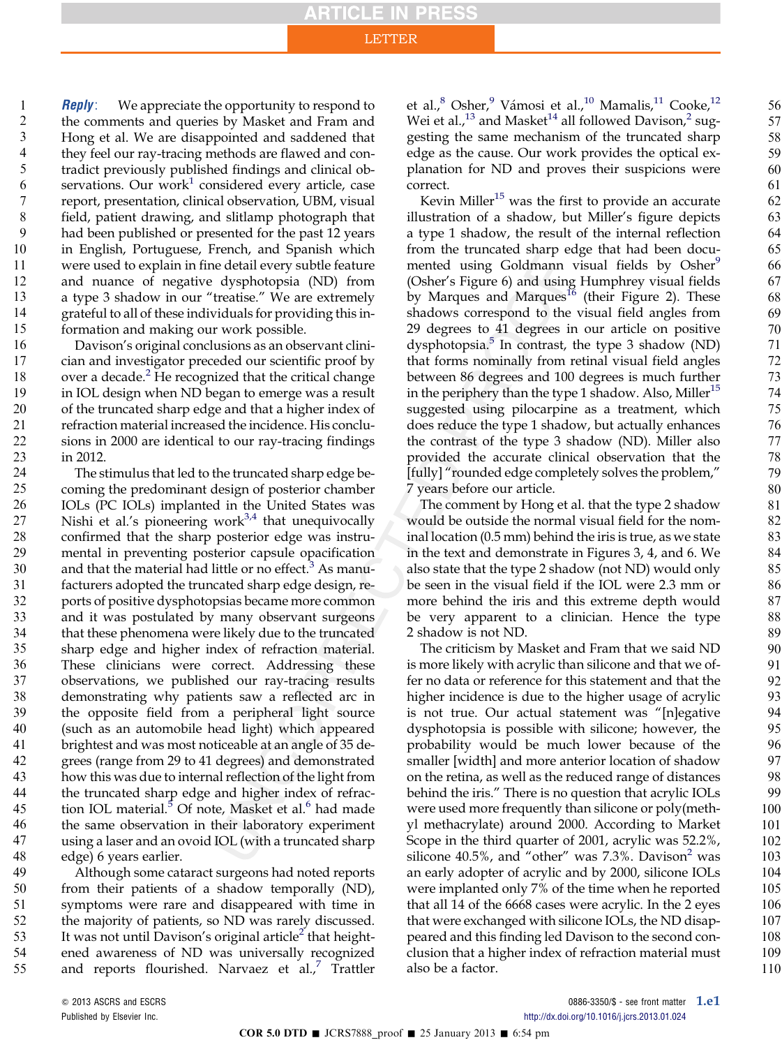***Reply*:** We appreciate the opportunity to respond to the comments and queries by Masket and Fram and Hong et al. We are disappointed and saddened that they feel our ray-tracing methods are flawed and contradict previously published findings and clinical observations. Our work[1] considered every article, case report, presentation, clinical observation, UBM, visual field, patient drawing, and slitlamp photograph that had been published or presented for the past 12 years in English, Portuguese, French, and Spanish which were used to explain in fine detail every subtle feature and nuance of negative dysphotopsia (ND) from a type 3 shadow in our "treatise." We are extremely grateful to all of these individuals for providing this information and making our work possible.

Davison's original conclusions as an observant clinician and investigator preceded our scientific proof by over a decade.[2] He recognized that the critical change in IOL design when ND began to emerge was a result of the truncated sharp edge and that a higher index of refraction material increased the incidence. His conclusions in 2000 are identical to our ray-tracing findings in 2012.

The stimulus that led to the truncated sharp edge becoming the predominant design of posterior chamber IOLs (PC IOLs) implanted in the United States was Nishi et al.'s pioneering work[3,4] that unequivocally confirmed that the sharp posterior edge was instrumental in preventing posterior capsule opacification and that the material had little or no effect.[3] As manufacturers adopted the truncated sharp edge design, reports of positive dysphotopsias became more common and it was postulated by many observant surgeons that these phenomena were likely due to the truncated sharp edge and higher index of refraction material. These clinicians were correct. Addressing these observations, we published our ray-tracing results demonstrating why patients saw a reflected arc in the opposite field from a peripheral light source (such as an automobile head light) which appeared brightest and was most noticeable at an angle of 35 degrees (range from 29 to 41 degrees) and demonstrated how this was due to internal reflection of the light from the truncated sharp edge and higher index of refraction IOL material.[5] Of note, Masket et al.[6] had made the same observation in their laboratory experiment using a laser and an ovoid IOL (with a truncated sharp edge) 6 years earlier.

Although some cataract surgeons had noted reports from their patients of a shadow temporally (ND), symptoms were rare and disappeared with time in the majority of patients, so ND was rarely discussed. It was not until Davison's original article[2] that heightened awareness of ND was universally recognized and reports flourished. Narvaez et al.,[7] Trattler et al.,[8] Osher,[9] Vámosi et al.,[10] Mamalis,[11] Cooke,[12] Wei et al.,[13] and Masket[14] all followed Davison,[2] suggesting the same mechanism of the truncated sharp edge as the cause. Our work provides the optical explanation for ND and proves their suspicions were correct.

Kevin Miller[15] was the first to provide an accurate illustration of a shadow, but Miller's figure depicts a type 1 shadow, the result of the internal reflection from the truncated sharp edge that had been documented using Goldmann visual fields by Osher[9] (Osher's Figure 6) and using Humphrey visual fields by Marques and Marques[16] (their Figure 2). These shadows correspond to the visual field angles from 29 degrees to 41 degrees in our article on positive dysphotopsia.[5] In contrast, the type 3 shadow (ND) that forms nominally from retinal visual field angles between 86 degrees and 100 degrees is much further in the periphery than the type 1 shadow. Also, Miller[15] suggested using pilocarpine as a treatment, which does reduce the type 1 shadow, but actually enhances the contrast of the type 3 shadow (ND). Miller also provided the accurate clinical observation that the [fully] "rounded edge completely solves the problem," 7 years before our article.

The comment by Hong et al. that the type 2 shadow would be outside the normal visual field for the nominal location (0.5 mm) behind the iris is true, as we state in the text and demonstrate in Figures 3, 4, and 6. We also state that the type 2 shadow (not ND) would only be seen in the visual field if the IOL were 2.3 mm or more behind the iris and this extreme depth would be very apparent to a clinician. Hence the type 2 shadow is not ND.

The criticism by Masket and Fram that we said ND is more likely with acrylic than silicone and that we offer no data or reference for this statement and that the higher incidence is due to the higher usage of acrylic is not true. Our actual statement was "[n]egative dysphotopsia is possible with silicone; however, the probability would be much lower because of the smaller [width] and more anterior location of shadow on the retina, as well as the reduced range of distances behind the iris." There is no question that acrylic IOLs were used more frequently than silicone or poly(methyl methacrylate) around 2000. According to Market Scope in the third quarter of 2001, acrylic was 52.2%, silicone 40.5%, and "other" was 7.3%. Davison[2] was an early adopter of acrylic and by 2000, silicone IOLs were implanted only 7% of the time when he reported that all 14 of the 6668 cases were acrylic. In the 2 eyes that were exchanged with silicone IOLs, the ND disappeared and this finding led Davison to the second conclusion that a higher index of refraction material must also be a factor.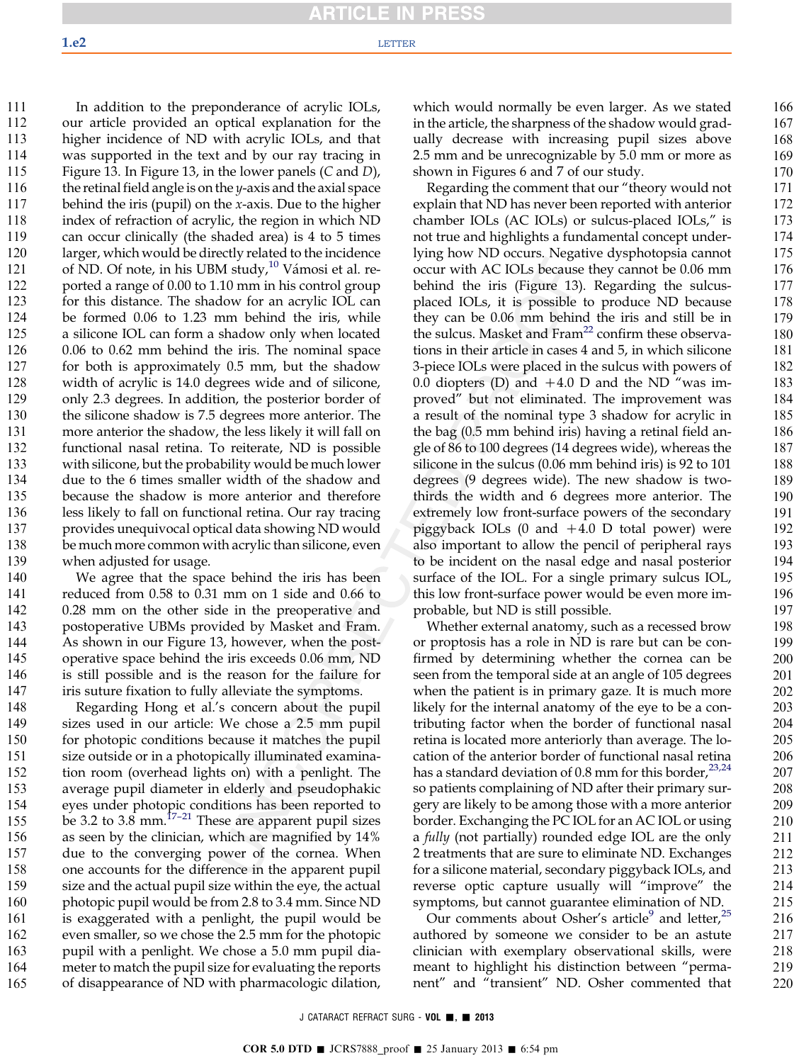In addition to the preponderance of acrylic IOLs, our article provided an optical explanation for the higher incidence of ND with acrylic IOLs, and that was supported in the text and by our ray tracing in Figure 13. In Figure 13, in the lower panels (*C* and *D*), the retinal field angle is on the *y*-axis and the axial space behind the iris (pupil) on the *x*-axis. Due to the higher index of refraction of acrylic, the region in which ND can occur clinically (the shaded area) is 4 to 5 times larger, which would be directly related to the incidence of ND. Of note, in his UBM study,[10] Vámosi et al. reported a range of 0.00 to 1.10 mm in his control group for this distance. The shadow for an acrylic IOL can be formed 0.06 to 1.23 mm behind the iris, while a silicone IOL can form a shadow only when located 0.06 to 0.62 mm behind the iris. The nominal space for both is approximately 0.5 mm, but the shadow width of acrylic is 14.0 degrees wide and of silicone, only 2.3 degrees. In addition, the posterior border of the silicone shadow is 7.5 degrees more anterior. The more anterior the shadow, the less likely it will fall on functional nasal retina. To reiterate, ND is possible with silicone, but the probability would be much lower due to the 6 times smaller width of the shadow and because the shadow is more anterior and therefore less likely to fall on functional retina. Our ray tracing provides unequivocal optical data showing ND would be much more common with acrylic than silicone, even when adjusted for usage.

We agree that the space behind the iris has been reduced from 0.58 to 0.31 mm on 1 side and 0.66 to 0.28 mm on the other side in the preoperative and postoperative UBMs provided by Masket and Fram. As shown in our Figure 13, however, when the postoperative space behind the iris exceeds 0.06 mm, ND is still possible and is the reason for the failure for iris suture fixation to fully alleviate the symptoms.

Regarding Hong et al.'s concern about the pupil sizes used in our article: We chose a 2.5 mm pupil for photopic conditions because it matches the pupil size outside or in a photopically illuminated examination room (overhead lights on) with a penlight. The average pupil diameter in elderly and pseudophakic eyes under photopic conditions has been reported to be 3.2 to 3.8 mm.[17–21] These are apparent pupil sizes as seen by the clinician, which are magnified by 14% due to the converging power of the cornea. When one accounts for the difference in the apparent pupil size and the actual pupil size within the eye, the actual photopic pupil would be from 2.8 to 3.4 mm. Since ND is exaggerated with a penlight, the pupil would be even smaller, so we chose the 2.5 mm for the photopic pupil with a penlight. We chose a 5.0 mm pupil diameter to match the pupil size for evaluating the reports of disappearance of ND with pharmacologic dilation, which would normally be even larger. As we stated in the article, the sharpness of the shadow would gradually decrease with increasing pupil sizes above 2.5 mm and be unrecognizable by 5.0 mm or more as shown in Figures 6 and 7 of our study.

Regarding the comment that our "theory would not explain that ND has never been reported with anterior chamber IOLs (AC IOLs) or sulcus-placed IOLs," is not true and highlights a fundamental concept underlying how ND occurs. Negative dysphotopsia cannot occur with AC IOLs because they cannot be 0.06 mm behind the iris (Figure 13). Regarding the sulcus-placed IOLs, it is possible to produce ND because they can be 0.06 mm behind the iris and still be in the sulcus. Masket and Fram[22] confirm these observations in their article in cases 4 and 5, in which silicone 3-piece IOLs were placed in the sulcus with powers of 0.0 diopters (D) and +4.0 D and the ND "was improved" but not eliminated. The improvement was a result of the nominal type 3 shadow for acrylic in the bag (0.5 mm behind iris) having a retinal field angle of 86 to 100 degrees (14 degrees wide), whereas the silicone in the sulcus (0.06 mm behind iris) is 92 to 101 degrees (9 degrees wide). The new shadow is two-thirds the width and 6 degrees more anterior. The extremely low front-surface powers of the secondary piggyback IOLs (0 and +4.0 D total power) were also important to allow the pencil of peripheral rays to be incident on the nasal edge and nasal posterior surface of the IOL. For a single primary sulcus IOL, this low front-surface power would be even more improbable, but ND is still possible.

Whether external anatomy, such as a recessed brow or proptosis has a role in ND is rare but can be confirmed by determining whether the cornea can be seen from the temporal side at an angle of 105 degrees when the patient is in primary gaze. It is much more likely for the internal anatomy of the eye to be a contributing factor when the border of functional nasal retina is located more anteriorly than average. The location of the anterior border of functional nasal retina has a standard deviation of 0.8 mm for this border,[23,24] so patients complaining of ND after their primary surgery are likely to be among those with a more anterior border. Exchanging the PC IOL for an AC IOL or using a *fully* (not partially) rounded edge IOL are the only 2 treatments that are sure to eliminate ND. Exchanges for a silicone material, secondary piggyback IOLs, and reverse optic capture usually will "improve" the symptoms, but cannot guarantee elimination of ND.

Our comments about Osher's article[9] and letter,[25] authored by someone we consider to be an astute clinician with exemplary observational skills, were meant to highlight his distinction between "permanent" and "transient" ND. Osher commented that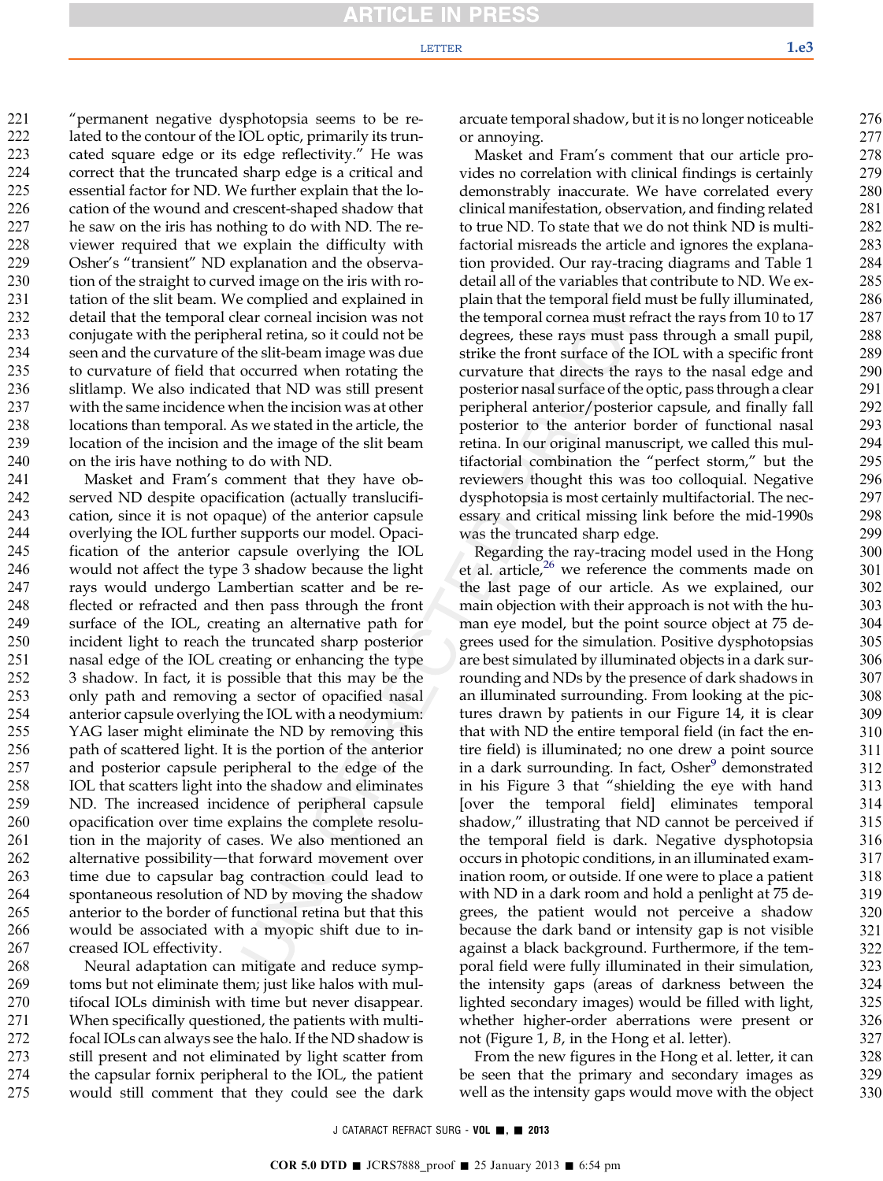"permanent negative dysphotopsia seems to be related to the contour of the IOL optic, primarily its truncated square edge or its edge reflectivity." He was correct that the truncated sharp edge is a critical and essential factor for ND. We further explain that the location of the wound and crescent-shaped shadow that he saw on the iris has nothing to do with ND. The reviewer required that we explain the difficulty with Osher's "transient" ND explanation and the observation of the straight to curved image on the iris with rotation of the slit beam. We complied and explained in detail that the temporal clear corneal incision was not conjugate with the peripheral retina, so it could not be seen and the curvature of the slit-beam image was due to curvature of field that occurred when rotating the slitlamp. We also indicated that ND was still present with the same incidence when the incision was at other locations than temporal. As we stated in the article, the location of the incision and the image of the slit beam on the iris have nothing to do with ND.

Masket and Fram's comment that they have observed ND despite opacification (actually translucification, since it is not opaque) of the anterior capsule overlying the IOL further supports our model. Opacification of the anterior capsule overlying the IOL would not affect the type 3 shadow because the light rays would undergo Lambertian scatter and be reflected or refracted and then pass through the front surface of the IOL, creating an alternative path for incident light to reach the truncated sharp posterior nasal edge of the IOL creating or enhancing the type 3 shadow. In fact, it is possible that this may be the only path and removing a sector of opacified nasal anterior capsule overlying the IOL with a neodymium:YAG laser might eliminate the ND by removing this path of scattered light. It is the portion of the anterior and posterior capsule peripheral to the edge of the IOL that scatters light into the shadow and eliminates ND. The increased incidence of peripheral capsule opacification over time explains the complete resolution in the majority of cases. We also mentioned an alternative possibility—that forward movement over time due to capsular bag contraction could lead to spontaneous resolution of ND by moving the shadow anterior to the border of functional retina but that this would be associated with a myopic shift due to increased IOL effectivity.

Neural adaptation can mitigate and reduce symptoms but not eliminate them; just like halos with multifocal IOLs diminish with time but never disappear. When specifically questioned, the patients with multifocal IOLs can always see the halo. If the ND shadow is still present and not eliminated by light scatter from the capsular fornix peripheral to the IOL, the patient would still comment that they could see the dark arcuate temporal shadow, but it is no longer noticeable or annoying.

Masket and Fram's comment that our article provides no correlation with clinical findings is certainly demonstrably inaccurate. We have correlated every clinical manifestation, observation, and finding related to true ND. To state that we do not think ND is multifactorial misreads the article and ignores the explanation provided. Our ray-tracing diagrams and Table 1 detail all of the variables that contribute to ND. We explain that the temporal field must be fully illuminated, the temporal cornea must refract the rays from 10 to 17 degrees, these rays must pass through a small pupil, strike the front surface of the IOL with a specific front curvature that directs the rays to the nasal edge and posterior nasal surface of the optic, pass through a clear peripheral anterior/posterior capsule, and finally fall posterior to the anterior border of functional nasal retina. In our original manuscript, we called this multifactorial combination the "perfect storm," but the reviewers thought this was too colloquial. Negative dysphotopsia is most certainly multifactorial. The necessary and critical missing link before the mid-1990s was the truncated sharp edge.

Regarding the ray-tracing model used in the Hong et al. article,[26] we reference the comments made on the last page of our article. As we explained, our main objection with their approach is not with the human eye model, but the point source object at 75 degrees used for the simulation. Positive dysphotopsias are best simulated by illuminated objects in a dark surrounding and NDs by the presence of dark shadows in an illuminated surrounding. From looking at the pictures drawn by patients in our Figure 14, it is clear that with ND the entire temporal field (in fact the entire field) is illuminated; no one drew a point source in a dark surrounding. In fact, Osher[9] demonstrated in his Figure 3 that "shielding the eye with hand [over the temporal field] eliminates temporal shadow," illustrating that ND cannot be perceived if the temporal field is dark. Negative dysphotopsia occurs in photopic conditions, in an illuminated examination room, or outside. If one were to place a patient with ND in a dark room and hold a penlight at 75 degrees, the patient would not perceive a shadow because the dark band or intensity gap is not visible against a black background. Furthermore, if the temporal field were fully illuminated in their simulation, the intensity gaps (areas of darkness between the lighted secondary images) would be filled with light, whether higher-order aberrations were present or not (Figure 1, *B*, in the Hong et al. letter).

From the new figures in the Hong et al. letter, it can be seen that the primary and secondary images as well as the intensity gaps would move with the object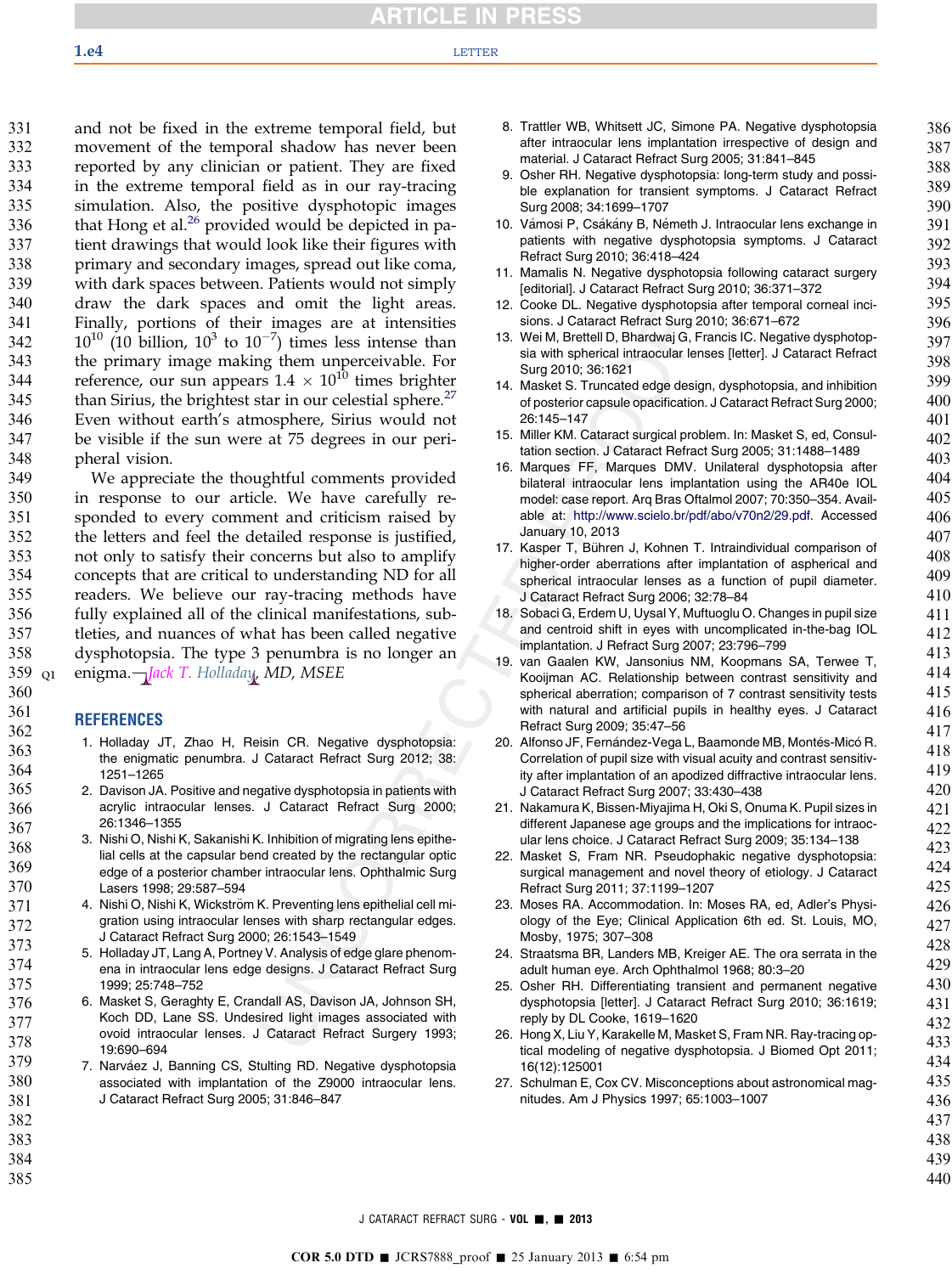and not be fixed in the extreme temporal field, but movement of the temporal shadow has never been reported by any clinician or patient. They are fixed in the extreme temporal field as in our ray-tracing simulation. Also, the positive dysphotopic images that Hong et al.[26] provided would be depicted in patient drawings that would look like their figures with primary and secondary images, spread out like coma, with dark spaces between. Patients would not simply draw the dark spaces and omit the light areas. Finally, portions of their images are at intensities $10^{10}$ (10 billion, $10^3$ to $10^{-7}$) times less intense than the primary image making them unperceivable. For reference, our sun appears $1.4 \times 10^{10}$ times brighter than Sirius, the brightest star in our celestial sphere.[27] Even without earth's atmosphere, Sirius would not be visible if the sun were at 75 degrees in our peripheral vision.

We appreciate the thoughtful comments provided in response to our article. We have carefully responded to every comment and criticism raised by the letters and feel the detailed response is justified, not only to satisfy their concerns but also to amplify concepts that are critical to understanding ND for all readers. We believe our ray-tracing methods have fully explained all of the clinical manifestations, subtleties, and nuances of what has been called negative dysphotopsia. The type 3 penumbra is no longer an enigma.—*Jack T. Holladay, MD, MSEE*

## REFERENCES

1. Holladay JT, Zhao H, Reisin CR. Negative dysphotopsia: the enigmatic penumbra. J Cataract Refract Surg 2012; 38: 1251–1265
2. Davison JA. Positive and negative dysphotopsia in patients with acrylic intraocular lenses. J Cataract Refract Surg 2000; 26:1346–1355
3. Nishi O, Nishi K, Sakanishi K. Inhibition of migrating lens epithelial cells at the capsular bend created by the rectangular optic edge of a posterior chamber intraocular lens. Ophthalmic Surg Lasers 1998; 29:587–594
4. Nishi O, Nishi K, Wickström K. Preventing lens epithelial cell migration using intraocular lenses with sharp rectangular edges. J Cataract Refract Surg 2000; 26:1543–1549
5. Holladay JT, Lang A, Portney V. Analysis of edge glare phenomena in intraocular lens edge designs. J Cataract Refract Surg 1999; 25:748–752
6. Masket S, Geraghty E, Crandall AS, Davison JA, Johnson SH, Koch DD, Lane SS. Undesired light images associated with ovoid intraocular lenses. J Cataract Refract Surgery 1993; 19:690–694
7. Narváez J, Banning CS, Stulting RD. Negative dysphotopsia associated with implantation of the Z9000 intraocular lens. J Cataract Refract Surg 2005; 31:846–847
8. Trattler WB, Whitsett JC, Simone PA. Negative dysphotopsia after intraocular lens implantation irrespective of design and material. J Cataract Refract Surg 2005; 31:841–845
9. Osher RH. Negative dysphotopsia: long-term study and possible explanation for transient symptoms. J Cataract Refract Surg 2008; 34:1699–1707
10. Vámosi P, Csákány B, Németh J. Intraocular lens exchange in patients with negative dysphotopsia symptoms. J Cataract Refract Surg 2010; 36:418–424
11. Mamalis N. Negative dysphotopsia following cataract surgery [editorial]. J Cataract Refract Surg 2010; 36:371–372
12. Cooke DL. Negative dysphotopsia after temporal corneal incisions. J Cataract Refract Surg 2010; 36:671–672
13. Wei M, Brettell D, Bhardwaj G, Francis IC. Negative dysphotopsia with spherical intraocular lenses [letter]. J Cataract Refract Surg 2010; 36:1621
14. Masket S. Truncated edge design, dysphotopsia, and inhibition of posterior capsule opacification. J Cataract Refract Surg 2000; 26:145–147
15. Miller KM. Cataract surgical problem. In: Masket S, ed, Consultation section. J Cataract Refract Surg 2005; 31:1488–1489
16. Marques FF, Marques DMV. Unilateral dysphotopsia after bilateral intraocular lens implantation using the AR40e IOL model: case report. Arq Bras Oftalmol 2007; 70:350–354. Available at: http://www.scielo.br/pdf/abo/v70n2/29.pdf. Accessed January 10, 2013
17. Kasper T, Bühren J, Kohnen T. Intraindividual comparison of higher-order aberrations after implantation of aspherical and spherical intraocular lenses as a function of pupil diameter. J Cataract Refract Surg 2006; 32:78–84
18. Sobaci G, Erdem U, Uysal Y, Muftuoglu O. Changes in pupil size and centroid shift in eyes with uncomplicated in-the-bag IOL implantation. J Refract Surg 2007; 23:796–799
19. van Gaalen KW, Jansonius NM, Koopmans SA, Terwee T, Kooijman AC. Relationship between contrast sensitivity and spherical aberration; comparison of 7 contrast sensitivity tests with natural and artificial pupils in healthy eyes. J Cataract Refract Surg 2009; 35:47–56
20. Alfonso JF, Fernández-Vega L, Baamonde MB, Montés-Micó R. Correlation of pupil size with visual acuity and contrast sensitivity after implantation of an apodized diffractive intraocular lens. J Cataract Refract Surg 2007; 33:430–438
21. Nakamura K, Bissen-Miyajima H, Oki S, Onuma K. Pupil sizes in different Japanese age groups and the implications for intraocular lens choice. J Cataract Refract Surg 2009; 35:134–138
22. Masket S, Fram NR. Pseudophakic negative dysphotopsia: surgical management and novel theory of etiology. J Cataract Refract Surg 2011; 37:1199–1207
23. Moses RA. Accommodation. In: Moses RA, ed, Adler's Physiology of the Eye; Clinical Application 6th ed. St. Louis, MO, Mosby, 1975; 307–308
24. Straatsma BR, Landers MB, Kreiger AE. The ora serrata in the adult human eye. Arch Ophthalmol 1968; 80:3–20
25. Osher RH. Differentiating transient and permanent negative dysphotopsia [letter]. J Cataract Refract Surg 2010; 36:1619; reply by DL Cooke, 1619–1620
26. Hong X, Liu Y, Karakelle M, Masket S, Fram NR. Ray-tracing optical modeling of negative dysphotopsia. J Biomed Opt 2011; 16(12):125001
27. Schulman E, Cox CV. Misconceptions about astronomical magnitudes. Am J Physics 1997; 65:1003–1007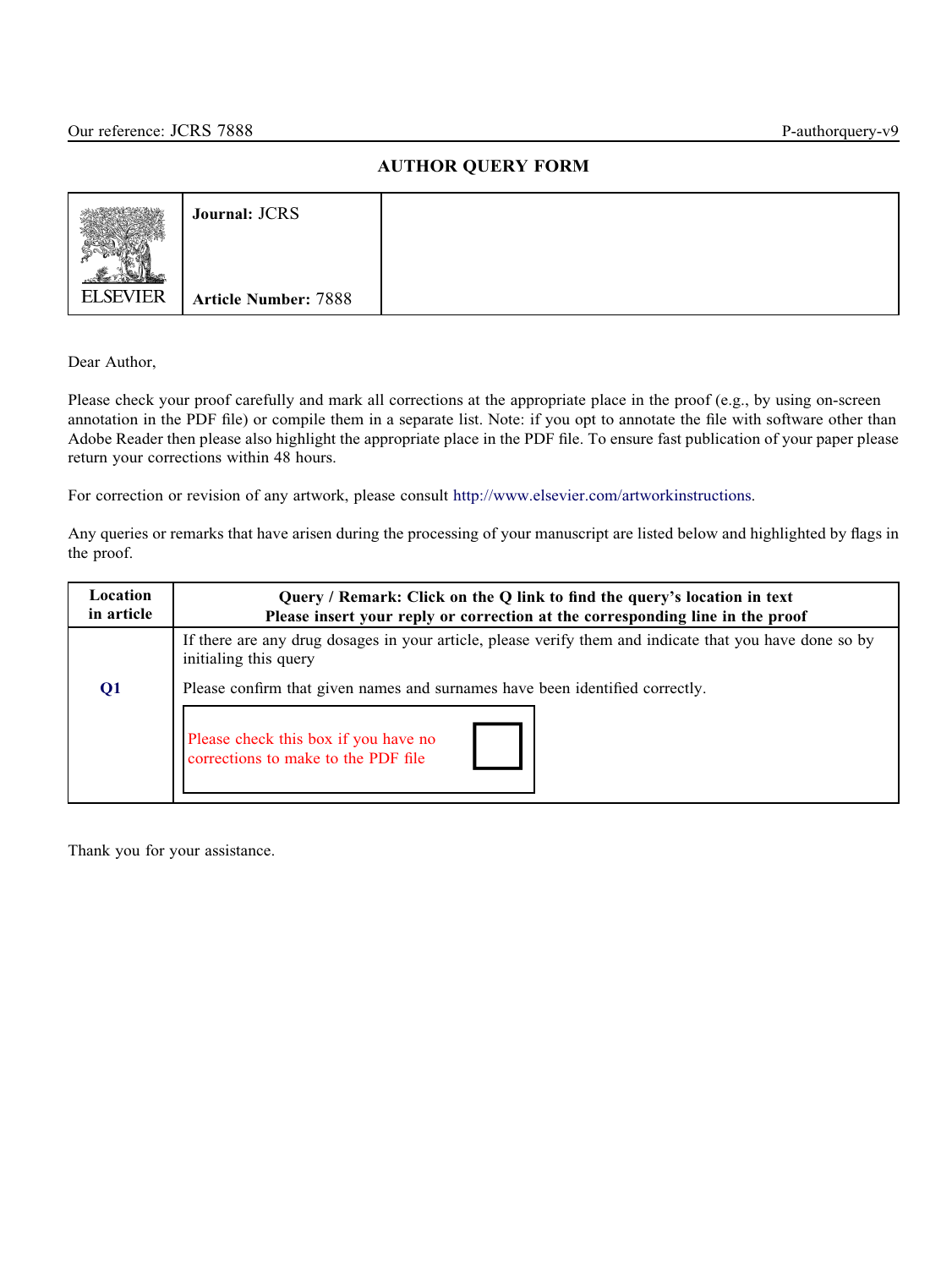Our reference: JCRS 7888 P-authorquery-v9

# AUTHOR QUERY FORM

| | | |
|---|---|---|
| ELSEVIER | **Journal:** JCRS<br><br>**Article Number:** 7888 | |

Dear Author,

Please check your proof carefully and mark all corrections at the appropriate place in the proof (e.g., by using on-screen annotation in the PDF file) or compile them in a separate list. Note: if you opt to annotate the file with software other than Adobe Reader then please also highlight the appropriate place in the PDF file. To ensure fast publication of your paper please return your corrections within 48 hours.

For correction or revision of any artwork, please consult http://www.elsevier.com/artworkinstructions.

Any queries or remarks that have arisen during the processing of your manuscript are listed below and highlighted by flags in the proof.

| Location in article | Query / Remark: Click on the Q link to find the query's location in text<br>Please insert your reply or correction at the corresponding line in the proof |
|---|---|
| **Q1** | If there are any drug dosages in your article, please verify them and indicate that you have done so by initialing this query<br><br>Please confirm that given names and surnames have been identified correctly. |
| | Please check this box if you have no corrections to make to the PDF file ☐ |

Thank you for your assistance.